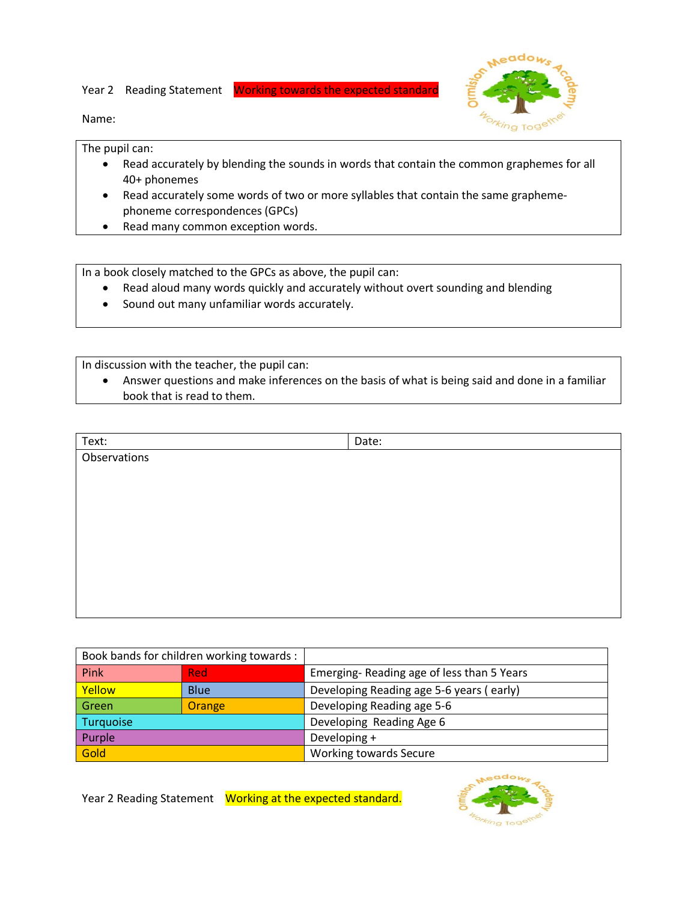Year 2 Reading Statement **Working towards the expected standard**

Name:

The pupil can:

- Read accurately by blending the sounds in words that contain the common graphemes for all 40+ phonemes
- Read accurately some words of two or more syllables that contain the same grapheme-phoneme correspondences (GPCs)
- Read many common exception words.

In a book closely matched to the GPCs as above, the pupil can:

- Read aloud many words quickly and accurately without overt sounding and blending
- Sound out many unfamiliar words accurately.

In discussion with the teacher, the pupil can:

- Answer questions and make inferences on the basis of what is being said and done in a familiar book that is read to them.

| Text: | Date: |
|---|---|
| Observations | |

| Book bands for children working towards : | | |
|---|---|---|
| Pink | Red | Emerging- Reading age of less than 5 Years |
| Yellow | Blue | Developing Reading age 5-6 years ( early) |
| Green | Orange | Developing Reading age 5-6 |
| Turquoise | | Developing Reading Age 6 |
| Purple | | Developing + |
| Gold | | Working towards Secure |

Year 2 Reading Statement **Working at the expected standard.**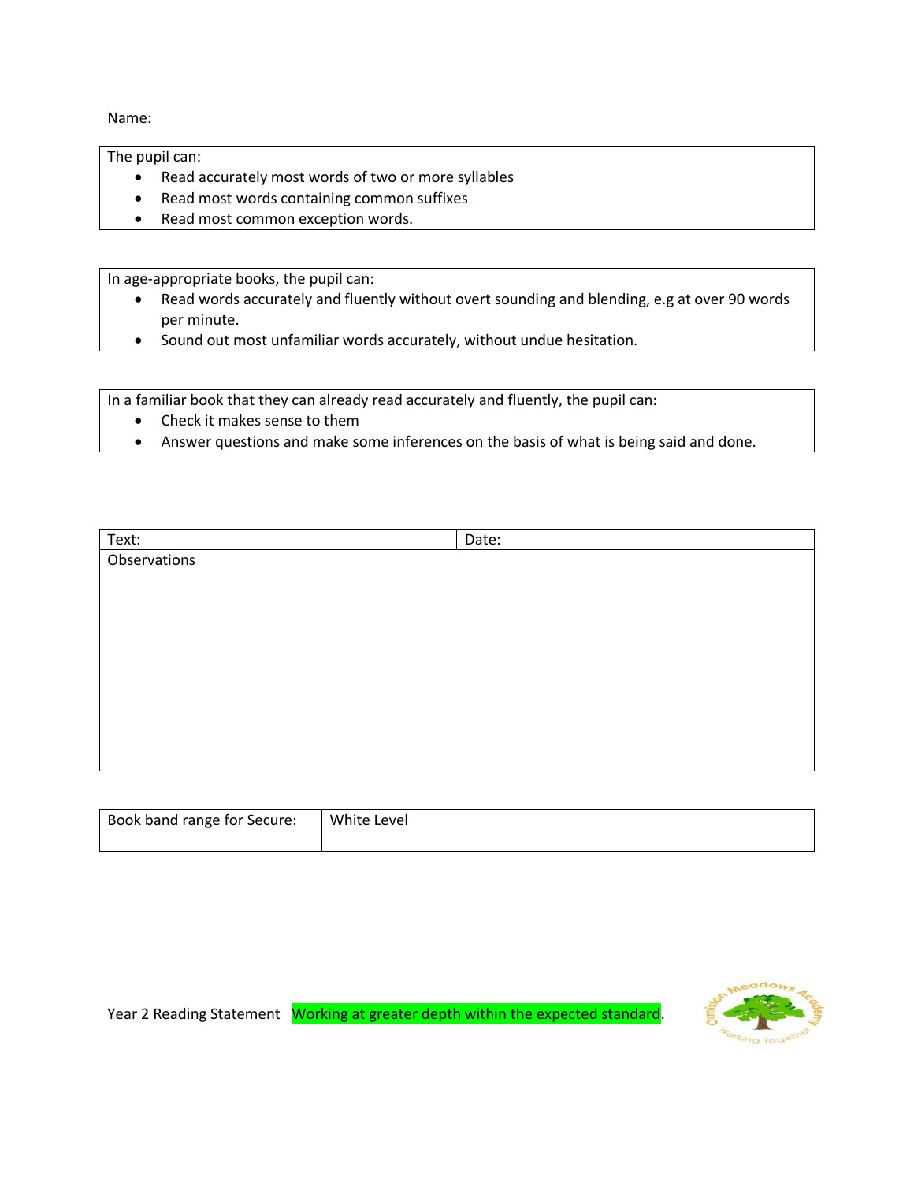Name:

The pupil can:

- Read accurately most words of two or more syllables
- Read most words containing common suffixes
- Read most common exception words.

In age-appropriate books, the pupil can:

- Read words accurately and fluently without overt sounding and blending, e.g at over 90 words per minute.
- Sound out most unfamiliar words accurately, without undue hesitation.

In a familiar book that they can already read accurately and fluently, the pupil can:

- Check it makes sense to them
- Answer questions and make some inferences on the basis of what is being said and done.

| Text: | Date: |
| --- | --- |
| Observations | |

| Book band range for Secure: | White Level |
| --- | --- |

Year 2 Reading Statement Working at greater depth within the expected standard.

Ormiston Meadows Academy
Working Together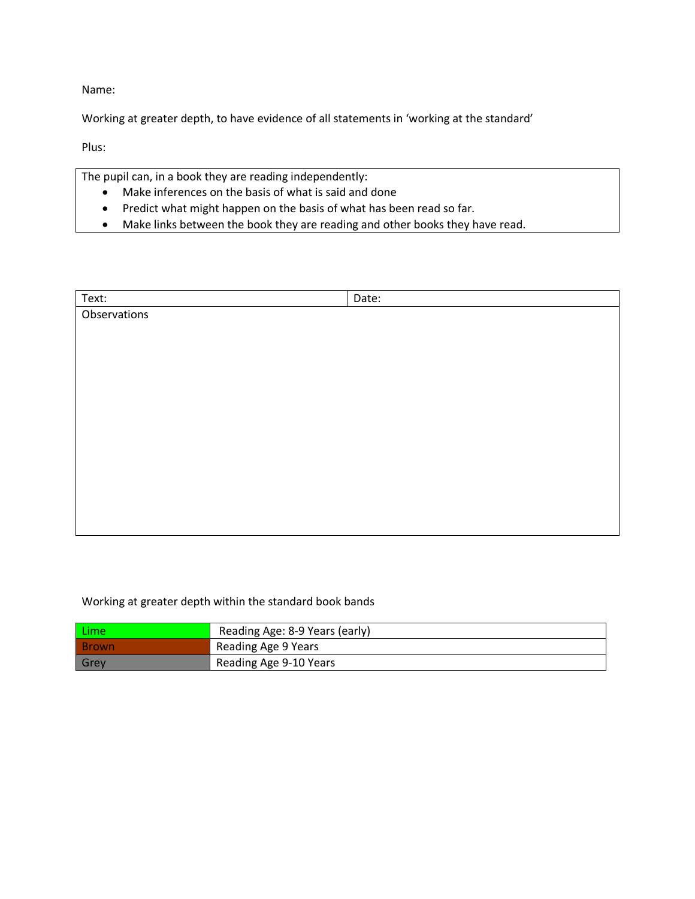Name:

Working at greater depth, to have evidence of all statements in 'working at the standard'

Plus:

The pupil can, in a book they are reading independently:

- Make inferences on the basis of what is said and done
- Predict what might happen on the basis of what has been read so far.
- Make links between the book they are reading and other books they have read.

| Text: | Date: |
|---|---|
| Observations | |

Working at greater depth within the standard book bands

| | |
|---|---|
| Lime | Reading Age: 8-9 Years (early) |
| Brown | Reading Age 9 Years |
| Grey | Reading Age 9-10 Years |